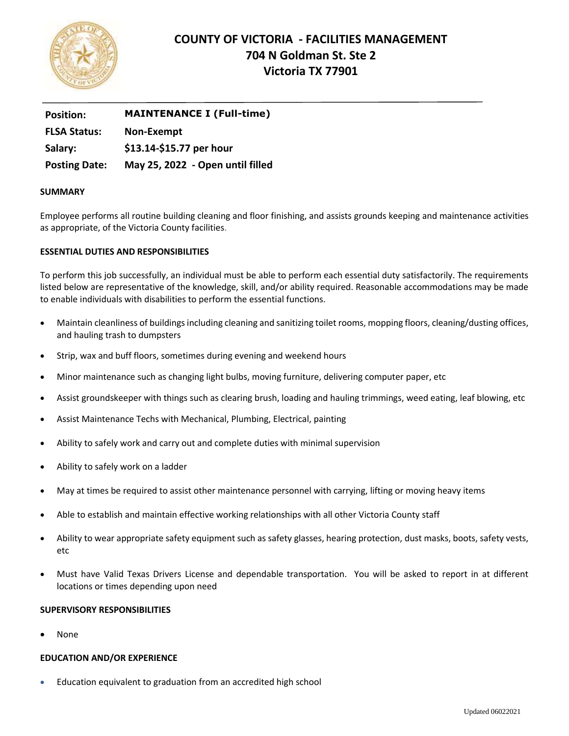# COUNTY OF VICTORIA - FACILITIES MANAGEMENT
## 704 N Goldman St. Ste 2
## Victoria TX 77901

| | |
|---|---|
| **Position:** | **MAINTENANCE I (Full-time)** |
| **FLSA Status:** | **Non-Exempt** |
| **Salary:** | **$13.14-$15.77 per hour** |
| **Posting Date:** | **May 25, 2022 - Open until filled** |

### SUMMARY

Employee performs all routine building cleaning and floor finishing, and assists grounds keeping and maintenance activities as appropriate, of the Victoria County facilities.

### ESSENTIAL DUTIES AND RESPONSIBILITIES

To perform this job successfully, an individual must be able to perform each essential duty satisfactorily. The requirements listed below are representative of the knowledge, skill, and/or ability required. Reasonable accommodations may be made to enable individuals with disabilities to perform the essential functions.

- Maintain cleanliness of buildings including cleaning and sanitizing toilet rooms, mopping floors, cleaning/dusting offices, and hauling trash to dumpsters
- Strip, wax and buff floors, sometimes during evening and weekend hours
- Minor maintenance such as changing light bulbs, moving furniture, delivering computer paper, etc
- Assist groundskeeper with things such as clearing brush, loading and hauling trimmings, weed eating, leaf blowing, etc
- Assist Maintenance Techs with Mechanical, Plumbing, Electrical, painting
- Ability to safely work and carry out and complete duties with minimal supervision
- Ability to safely work on a ladder
- May at times be required to assist other maintenance personnel with carrying, lifting or moving heavy items
- Able to establish and maintain effective working relationships with all other Victoria County staff
- Ability to wear appropriate safety equipment such as safety glasses, hearing protection, dust masks, boots, safety vests, etc
- Must have Valid Texas Drivers License and dependable transportation. You will be asked to report in at different locations or times depending upon need

### SUPERVISORY RESPONSIBILITIES

- None

### EDUCATION AND/OR EXPERIENCE

- Education equivalent to graduation from an accredited high school

Updated 06022021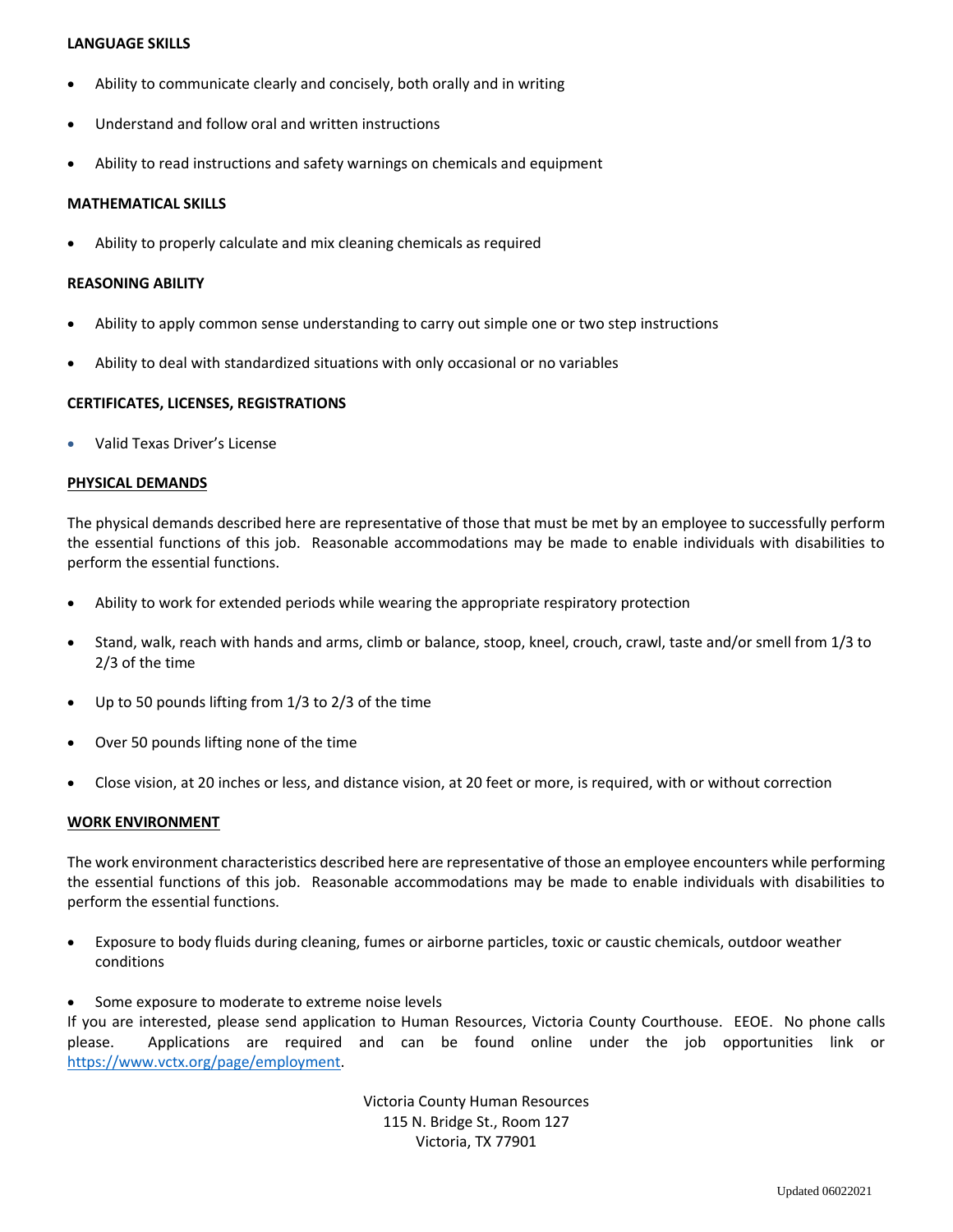**LANGUAGE SKILLS**

- Ability to communicate clearly and concisely, both orally and in writing
- Understand and follow oral and written instructions
- Ability to read instructions and safety warnings on chemicals and equipment

**MATHEMATICAL SKILLS**

- Ability to properly calculate and mix cleaning chemicals as required

**REASONING ABILITY**

- Ability to apply common sense understanding to carry out simple one or two step instructions
- Ability to deal with standardized situations with only occasional or no variables

**CERTIFICATES, LICENSES, REGISTRATIONS**

- Valid Texas Driver's License

**PHYSICAL DEMANDS**

The physical demands described here are representative of those that must be met by an employee to successfully perform the essential functions of this job. Reasonable accommodations may be made to enable individuals with disabilities to perform the essential functions.

- Ability to work for extended periods while wearing the appropriate respiratory protection
- Stand, walk, reach with hands and arms, climb or balance, stoop, kneel, crouch, crawl, taste and/or smell from 1/3 to 2/3 of the time
- Up to 50 pounds lifting from 1/3 to 2/3 of the time
- Over 50 pounds lifting none of the time
- Close vision, at 20 inches or less, and distance vision, at 20 feet or more, is required, with or without correction

**WORK ENVIRONMENT**

The work environment characteristics described here are representative of those an employee encounters while performing the essential functions of this job. Reasonable accommodations may be made to enable individuals with disabilities to perform the essential functions.

- Exposure to body fluids during cleaning, fumes or airborne particles, toxic or caustic chemicals, outdoor weather conditions
- Some exposure to moderate to extreme noise levels

If you are interested, please send application to Human Resources, Victoria County Courthouse. EEOE. No phone calls please. Applications are required and can be found online under the job opportunities link or https://www.vctx.org/page/employment.

Victoria County Human Resources
115 N. Bridge St., Room 127
Victoria, TX 77901

Updated 06022021